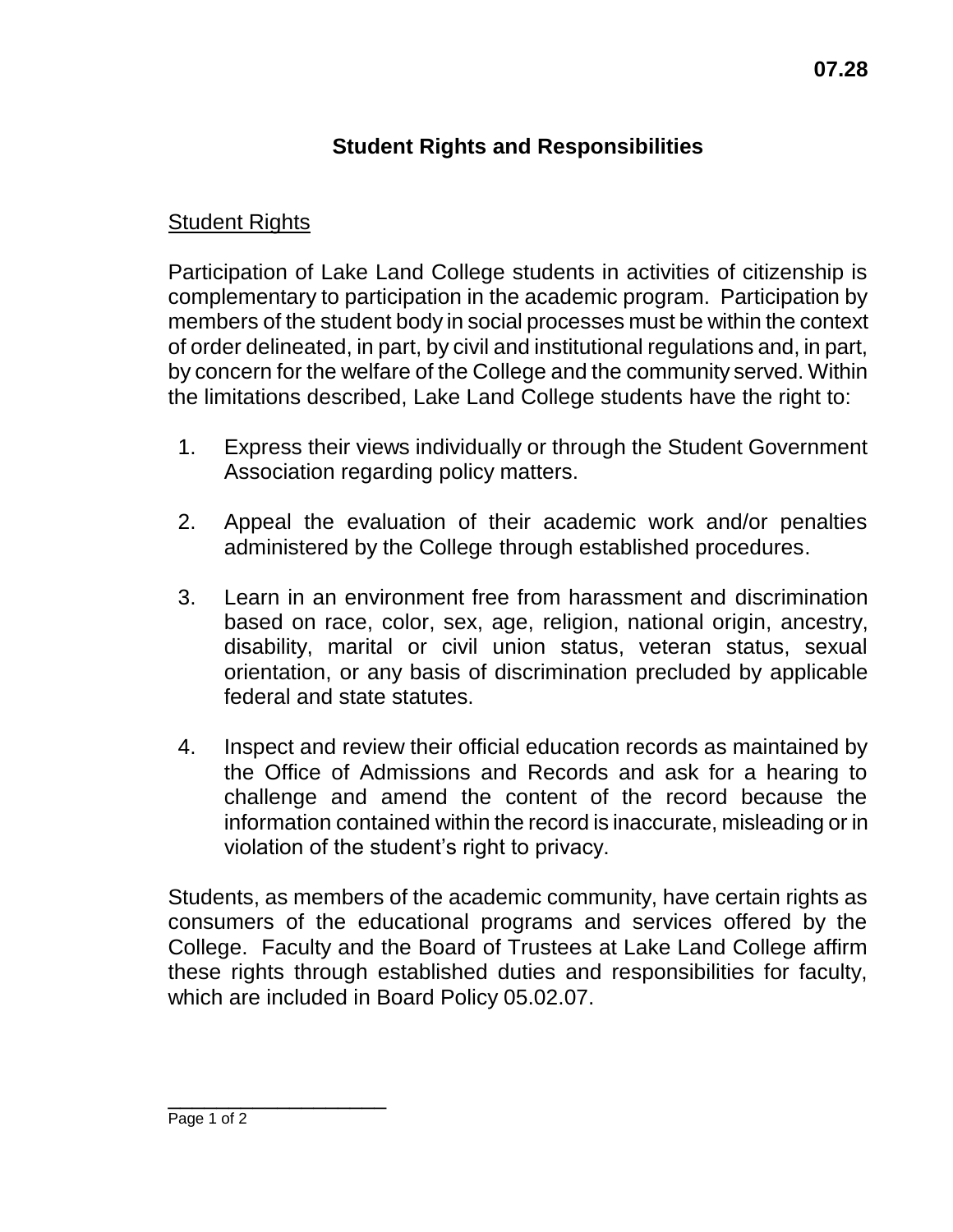**07.28**

# Student Rights and Responsibilities

## Student Rights

Participation of Lake Land College students in activities of citizenship is complementary to participation in the academic program. Participation by members of the student body in social processes must be within the context of order delineated, in part, by civil and institutional regulations and, in part, by concern for the welfare of the College and the community served. Within the limitations described, Lake Land College students have the right to:

1. Express their views individually or through the Student Government Association regarding policy matters.

2. Appeal the evaluation of their academic work and/or penalties administered by the College through established procedures.

3. Learn in an environment free from harassment and discrimination based on race, color, sex, age, religion, national origin, ancestry, disability, marital or civil union status, veteran status, sexual orientation, or any basis of discrimination precluded by applicable federal and state statutes.

4. Inspect and review their official education records as maintained by the Office of Admissions and Records and ask for a hearing to challenge and amend the content of the record because the information contained within the record is inaccurate, misleading or in violation of the student's right to privacy.

Students, as members of the academic community, have certain rights as consumers of the educational programs and services offered by the College. Faculty and the Board of Trustees at Lake Land College affirm these rights through established duties and responsibilities for faculty, which are included in Board Policy 05.02.07.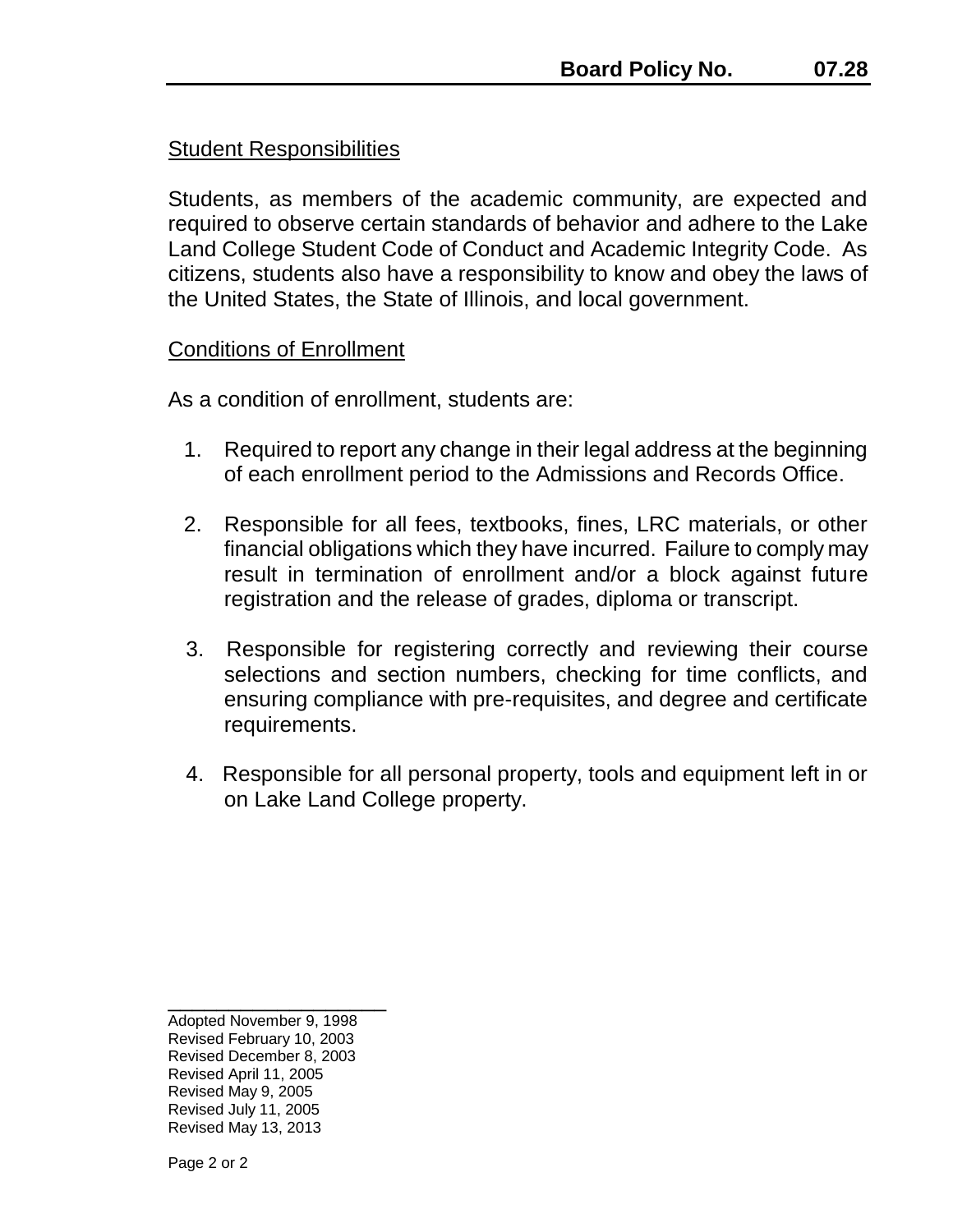## Student Responsibilities

Students, as members of the academic community, are expected and required to observe certain standards of behavior and adhere to the Lake Land College Student Code of Conduct and Academic Integrity Code. As citizens, students also have a responsibility to know and obey the laws of the United States, the State of Illinois, and local government.

## Conditions of Enrollment

As a condition of enrollment, students are:

1. Required to report any change in their legal address at the beginning of each enrollment period to the Admissions and Records Office.
2. Responsible for all fees, textbooks, fines, LRC materials, or other financial obligations which they have incurred. Failure to comply may result in termination of enrollment and/or a block against future registration and the release of grades, diploma or transcript.
3. Responsible for registering correctly and reviewing their course selections and section numbers, checking for time conflicts, and ensuring compliance with pre-requisites, and degree and certificate requirements.
4. Responsible for all personal property, tools and equipment left in or on Lake Land College property.

---

Adopted November 9, 1998
Revised February 10, 2003
Revised December 8, 2003
Revised April 11, 2005
Revised May 9, 2005
Revised July 11, 2005
Revised May 13, 2013